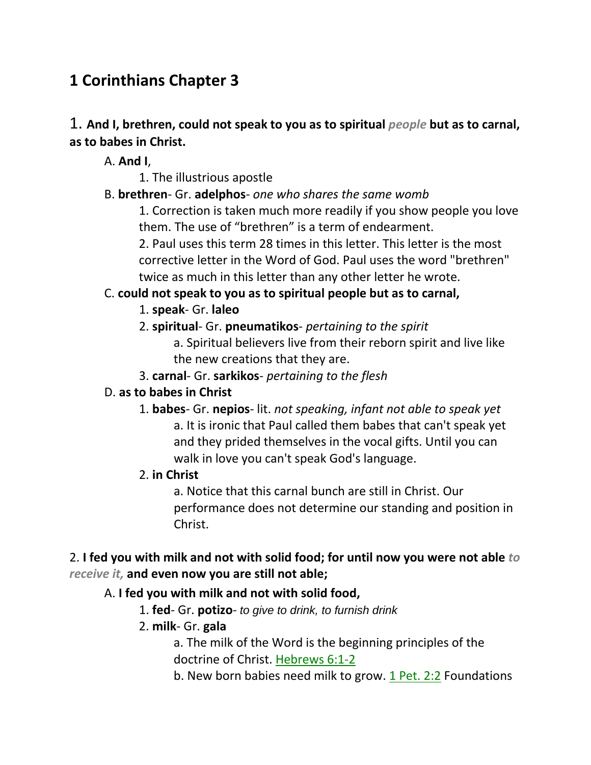# 1 Corinthians Chapter 3

1. **And I, brethren, could not speak to you as to spiritual** ***people*** **but as to carnal, as to babes in Christ.**

A. **And I**,

1. The illustrious apostle

B. **brethren**- Gr. **adelphos**- *one who shares the same womb*

1. Correction is taken much more readily if you show people you love them. The use of "brethren" is a term of endearment.
2. Paul uses this term 28 times in this letter. This letter is the most corrective letter in the Word of God. Paul uses the word "brethren" twice as much in this letter than any other letter he wrote.

C. **could not speak to you as to spiritual people but as to carnal,**

1. **speak**- Gr. **laleo**
2. **spiritual**- Gr. **pneumatikos**- *pertaining to the spirit*
   a. Spiritual believers live from their reborn spirit and live like the new creations that they are.
3. **carnal**- Gr. **sarkikos**- *pertaining to the flesh*

D. **as to babes in Christ**

1. **babes**- Gr. **nepios**- lit. *not speaking, infant not able to speak yet*
   a. It is ironic that Paul called them babes that can't speak yet and they prided themselves in the vocal gifts. Until you can walk in love you can't speak God's language.
2. **in Christ**
   a. Notice that this carnal bunch are still in Christ. Our performance does not determine our standing and position in Christ.

2. **I fed you with milk and not with solid food; for until now you were not able** ***to receive it,*** **and even now you are still not able;**

A. **I fed you with milk and not with solid food,**

1. **fed**- Gr. **potizo**- *to give to drink, to furnish drink*
2. **milk**- Gr. **gala**
   a. The milk of the Word is the beginning principles of the doctrine of Christ. Hebrews 6:1-2
   b. New born babies need milk to grow. 1 Pet. 2:2 Foundations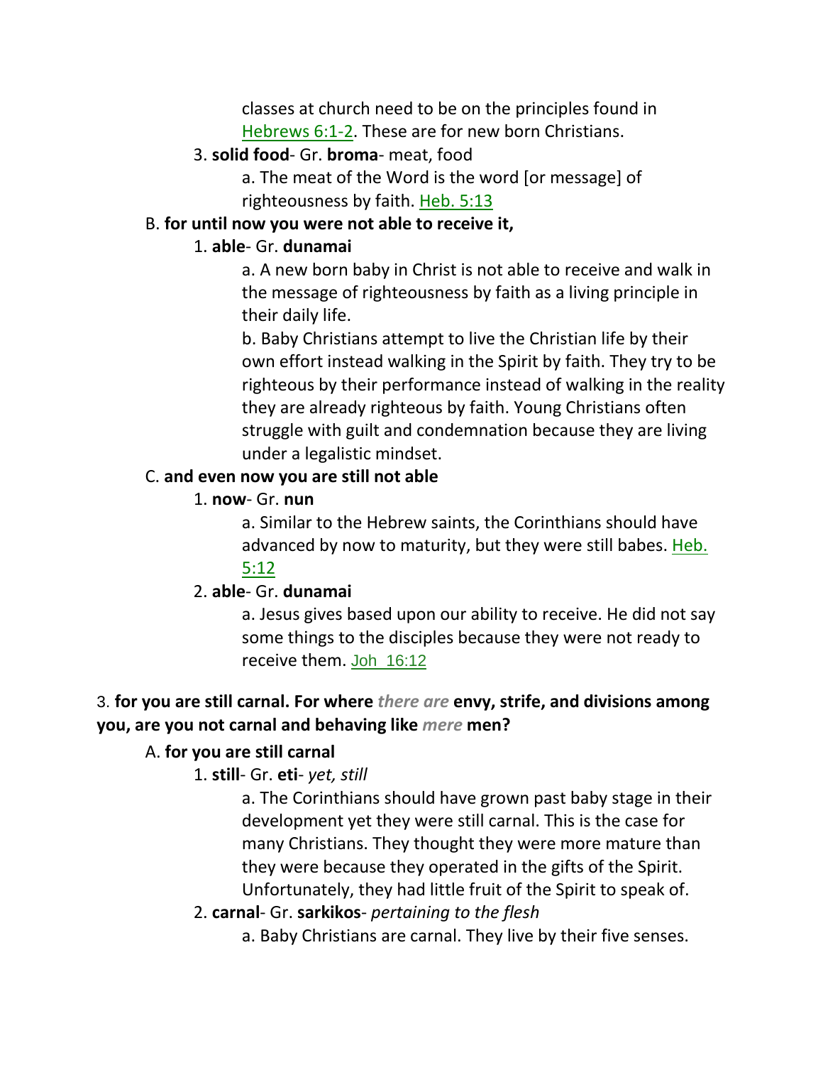classes at church need to be on the principles found in Hebrews 6:1-2. These are for new born Christians.

3. **solid food**- Gr. **broma**- meat, food

a. The meat of the Word is the word [or message] of righteousness by faith. Heb. 5:13

B. **for until now you were not able to receive it,**

1. **able**- Gr. **dunamai**

a. A new born baby in Christ is not able to receive and walk in the message of righteousness by faith as a living principle in their daily life.

b. Baby Christians attempt to live the Christian life by their own effort instead walking in the Spirit by faith. They try to be righteous by their performance instead of walking in the reality they are already righteous by faith. Young Christians often struggle with guilt and condemnation because they are living under a legalistic mindset.

C. **and even now you are still not able**

1. **now**- Gr. **nun**

a. Similar to the Hebrew saints, the Corinthians should have advanced by now to maturity, but they were still babes. Heb. 5:12

2. **able**- Gr. **dunamai**

a. Jesus gives based upon our ability to receive. He did not say some things to the disciples because they were not ready to receive them. Joh 16:12

3. **for you are still carnal. For where** ***there are*** **envy, strife, and divisions among you, are you not carnal and behaving like** ***mere*** **men?**

A. **for you are still carnal**

1. **still**- Gr. **eti**- *yet, still*

a. The Corinthians should have grown past baby stage in their development yet they were still carnal. This is the case for many Christians. They thought they were more mature than they were because they operated in the gifts of the Spirit. Unfortunately, they had little fruit of the Spirit to speak of.

2. **carnal**- Gr. **sarkikos**- *pertaining to the flesh*

a. Baby Christians are carnal. They live by their five senses.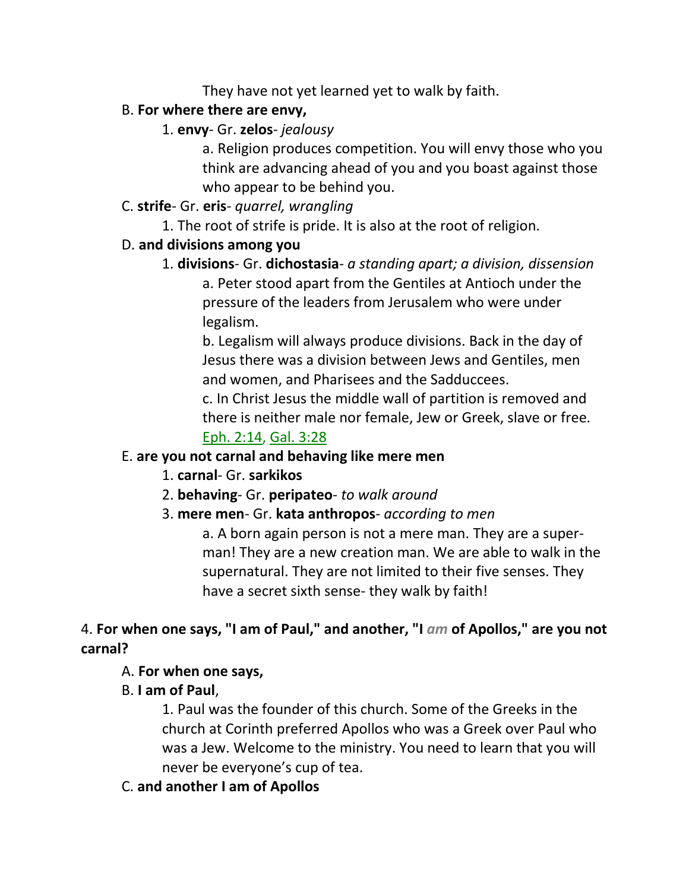They have not yet learned yet to walk by faith.

B. **For where there are envy,**

1. **envy**- Gr. **zelos**- *jealousy*

a. Religion produces competition. You will envy those who you think are advancing ahead of you and you boast against those who appear to be behind you.

C. **strife**- Gr. **eris**- *quarrel, wrangling*

1. The root of strife is pride. It is also at the root of religion.

D. **and divisions among you**

1. **divisions**- Gr. **dichostasia**- *a standing apart; a division, dissension*

a. Peter stood apart from the Gentiles at Antioch under the pressure of the leaders from Jerusalem who were under legalism.

b. Legalism will always produce divisions. Back in the day of Jesus there was a division between Jews and Gentiles, men and women, and Pharisees and the Sadducees.

c. In Christ Jesus the middle wall of partition is removed and there is neither male nor female, Jew or Greek, slave or free. Eph. 2:14, Gal. 3:28

E. **are you not carnal and behaving like mere men**

1. **carnal**- Gr. **sarkikos**

2. **behaving**- Gr. **peripateo**- *to walk around*

3. **mere men**- Gr. **kata anthropos**- *according to men*

a. A born again person is not a mere man. They are a super-man! They are a new creation man. We are able to walk in the supernatural. They are not limited to their five senses. They have a secret sixth sense- they walk by faith!

4. **For when one says, "I am of Paul," and another, "I** *am* **of Apollos," are you not carnal?**

A. **For when one says,**

B. **I am of Paul**,

1. Paul was the founder of this church. Some of the Greeks in the church at Corinth preferred Apollos who was a Greek over Paul who was a Jew. Welcome to the ministry. You need to learn that you will never be everyone's cup of tea.

C. **and another I am of Apollos**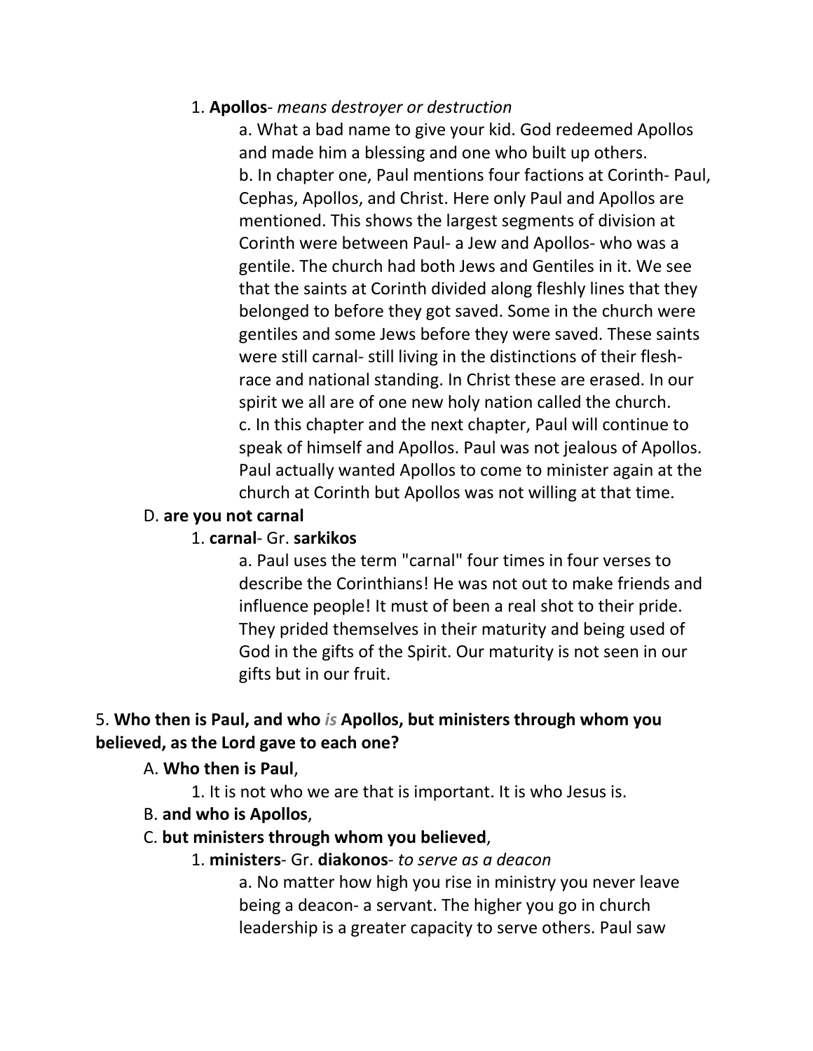1. **Apollos**- *means destroyer or destruction*

a. What a bad name to give your kid. God redeemed Apollos and made him a blessing and one who built up others.

b. In chapter one, Paul mentions four factions at Corinth- Paul, Cephas, Apollos, and Christ. Here only Paul and Apollos are mentioned. This shows the largest segments of division at Corinth were between Paul- a Jew and Apollos- who was a gentile. The church had both Jews and Gentiles in it. We see that the saints at Corinth divided along fleshly lines that they belonged to before they got saved. Some in the church were gentiles and some Jews before they were saved. These saints were still carnal- still living in the distinctions of their flesh- race and national standing. In Christ these are erased. In our spirit we all are of one new holy nation called the church.

c. In this chapter and the next chapter, Paul will continue to speak of himself and Apollos. Paul was not jealous of Apollos. Paul actually wanted Apollos to come to minister again at the church at Corinth but Apollos was not willing at that time.

D. **are you not carnal**

1. **carnal**- Gr. **sarkikos**

a. Paul uses the term "carnal" four times in four verses to describe the Corinthians! He was not out to make friends and influence people! It must of been a real shot to their pride. They prided themselves in their maturity and being used of God in the gifts of the Spirit. Our maturity is not seen in our gifts but in our fruit.

5. **Who then is Paul, and who *is* Apollos, but ministers through whom you believed, as the Lord gave to each one?**

A. **Who then is Paul**,

1. It is not who we are that is important. It is who Jesus is.

B. **and who is Apollos**,

C. **but ministers through whom you believed**,

1. **ministers**- Gr. **diakonos**- *to serve as a deacon*

a. No matter how high you rise in ministry you never leave being a deacon- a servant. The higher you go in church leadership is a greater capacity to serve others. Paul saw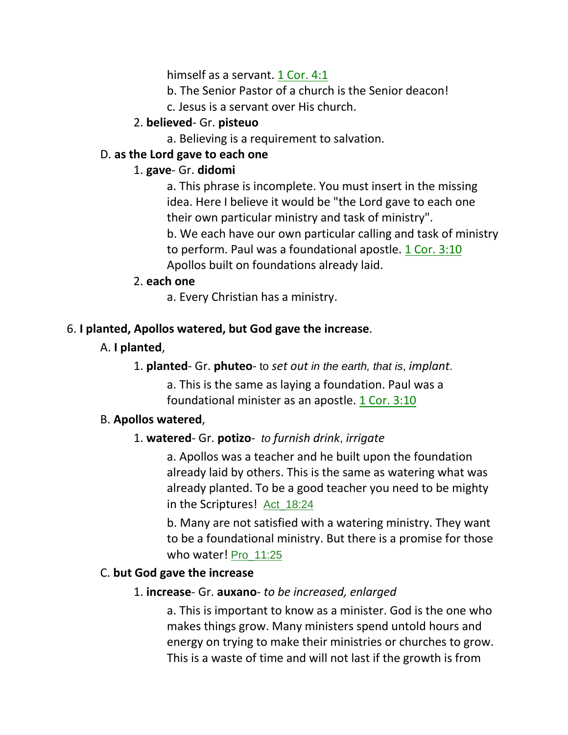himself as a servant. 1 Cor. 4:1

b. The Senior Pastor of a church is the Senior deacon!

c. Jesus is a servant over His church.

2. **believed**- Gr. **pisteuo**

a. Believing is a requirement to salvation.

D. **as the Lord gave to each one**

1. **gave**- Gr. **didomi**

a. This phrase is incomplete. You must insert in the missing idea. Here I believe it would be "the Lord gave to each one their own particular ministry and task of ministry".

b. We each have our own particular calling and task of ministry to perform. Paul was a foundational apostle. 1 Cor. 3:10 Apollos built on foundations already laid.

2. **each one**

a. Every Christian has a ministry.

6. **I planted, Apollos watered, but God gave the increase**.

A. **I planted**,

1. **planted**- Gr. **phuteo**- to *set out in the earth, that is*, *implant*.

a. This is the same as laying a foundation. Paul was a foundational minister as an apostle. 1 Cor. 3:10

B. **Apollos watered**,

1. **watered**- Gr. **potizo**- *to furnish drink*, *irrigate*

a. Apollos was a teacher and he built upon the foundation already laid by others. This is the same as watering what was already planted. To be a good teacher you need to be mighty in the Scriptures! Act_18:24

b. Many are not satisfied with a watering ministry. They want to be a foundational ministry. But there is a promise for those who water! Pro_11:25

C. **but God gave the increase**

1. **increase**- Gr. **auxano**- *to be increased, enlarged*

a. This is important to know as a minister. God is the one who makes things grow. Many ministers spend untold hours and energy on trying to make their ministries or churches to grow. This is a waste of time and will not last if the growth is from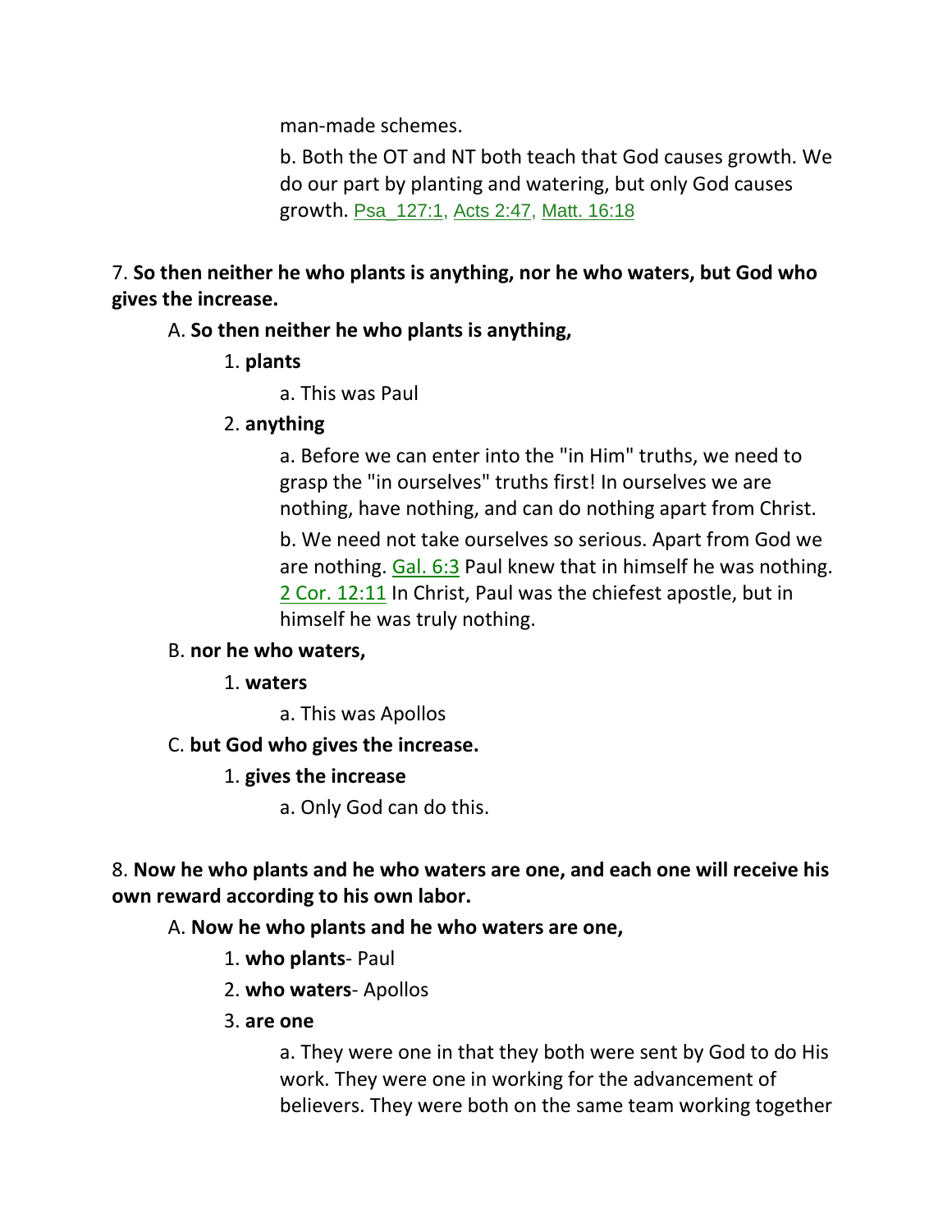man-made schemes.

b. Both the OT and NT both teach that God causes growth. We do our part by planting and watering, but only God causes growth. Psa_127:1, Acts 2:47, Matt. 16:18

7. **So then neither he who plants is anything, nor he who waters, but God who gives the increase.**

A. **So then neither he who plants is anything,**

1. **plants**

a. This was Paul

2. **anything**

a. Before we can enter into the "in Him" truths, we need to grasp the "in ourselves" truths first! In ourselves we are nothing, have nothing, and can do nothing apart from Christ.

b. We need not take ourselves so serious. Apart from God we are nothing. Gal. 6:3 Paul knew that in himself he was nothing. 2 Cor. 12:11 In Christ, Paul was the chiefest apostle, but in himself he was truly nothing.

B. **nor he who waters,**

1. **waters**

a. This was Apollos

C. **but God who gives the increase.**

1. **gives the increase**

a. Only God can do this.

8. **Now he who plants and he who waters are one, and each one will receive his own reward according to his own labor.**

A. **Now he who plants and he who waters are one,**

1. **who plants**- Paul

2. **who waters**- Apollos

3. **are one**

a. They were one in that they both were sent by God to do His work. They were one in working for the advancement of believers. They were both on the same team working together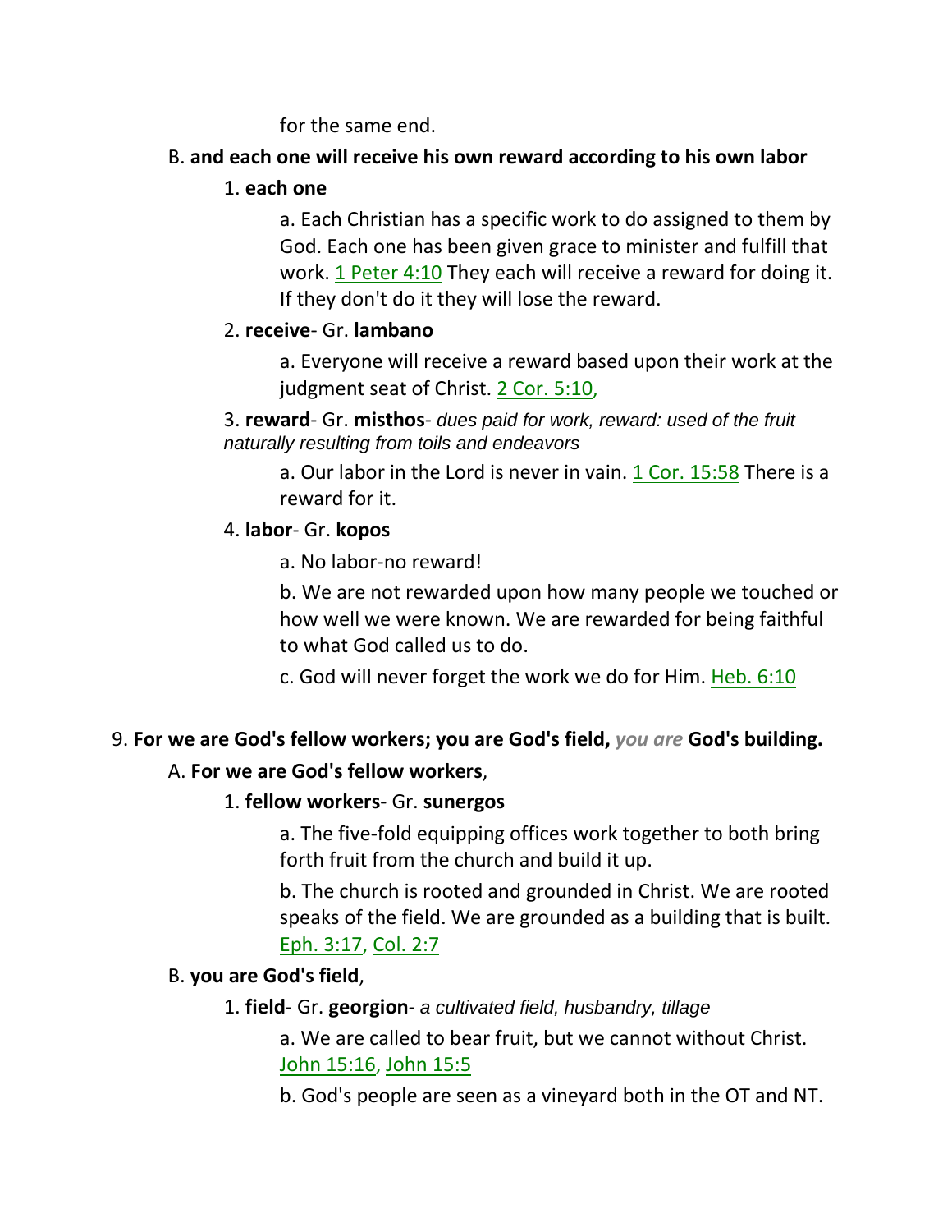for the same end.

B. **and each one will receive his own reward according to his own labor**

1. **each one**

a. Each Christian has a specific work to do assigned to them by God. Each one has been given grace to minister and fulfill that work. 1 Peter 4:10 They each will receive a reward for doing it. If they don't do it they will lose the reward.

2. **receive**- Gr. **lambano**

a. Everyone will receive a reward based upon their work at the judgment seat of Christ. 2 Cor. 5:10,

3. **reward**- Gr. **misthos**- *dues paid for work, reward: used of the fruit naturally resulting from toils and endeavors*

a. Our labor in the Lord is never in vain. 1 Cor. 15:58 There is a reward for it.

4. **labor**- Gr. **kopos**

a. No labor-no reward!

b. We are not rewarded upon how many people we touched or how well we were known. We are rewarded for being faithful to what God called us to do.

c. God will never forget the work we do for Him. Heb. 6:10

9. **For we are God's fellow workers; you are God's field,** *you are* **God's building.**

A. **For we are God's fellow workers**,

1. **fellow workers**- Gr. **sunergos**

a. The five-fold equipping offices work together to both bring forth fruit from the church and build it up.

b. The church is rooted and grounded in Christ. We are rooted speaks of the field. We are grounded as a building that is built. Eph. 3:17, Col. 2:7

B. **you are God's field**,

1. **field**- Gr. **georgion**- *a cultivated field, husbandry, tillage*

a. We are called to bear fruit, but we cannot without Christ. John 15:16, John 15:5

b. God's people are seen as a vineyard both in the OT and NT.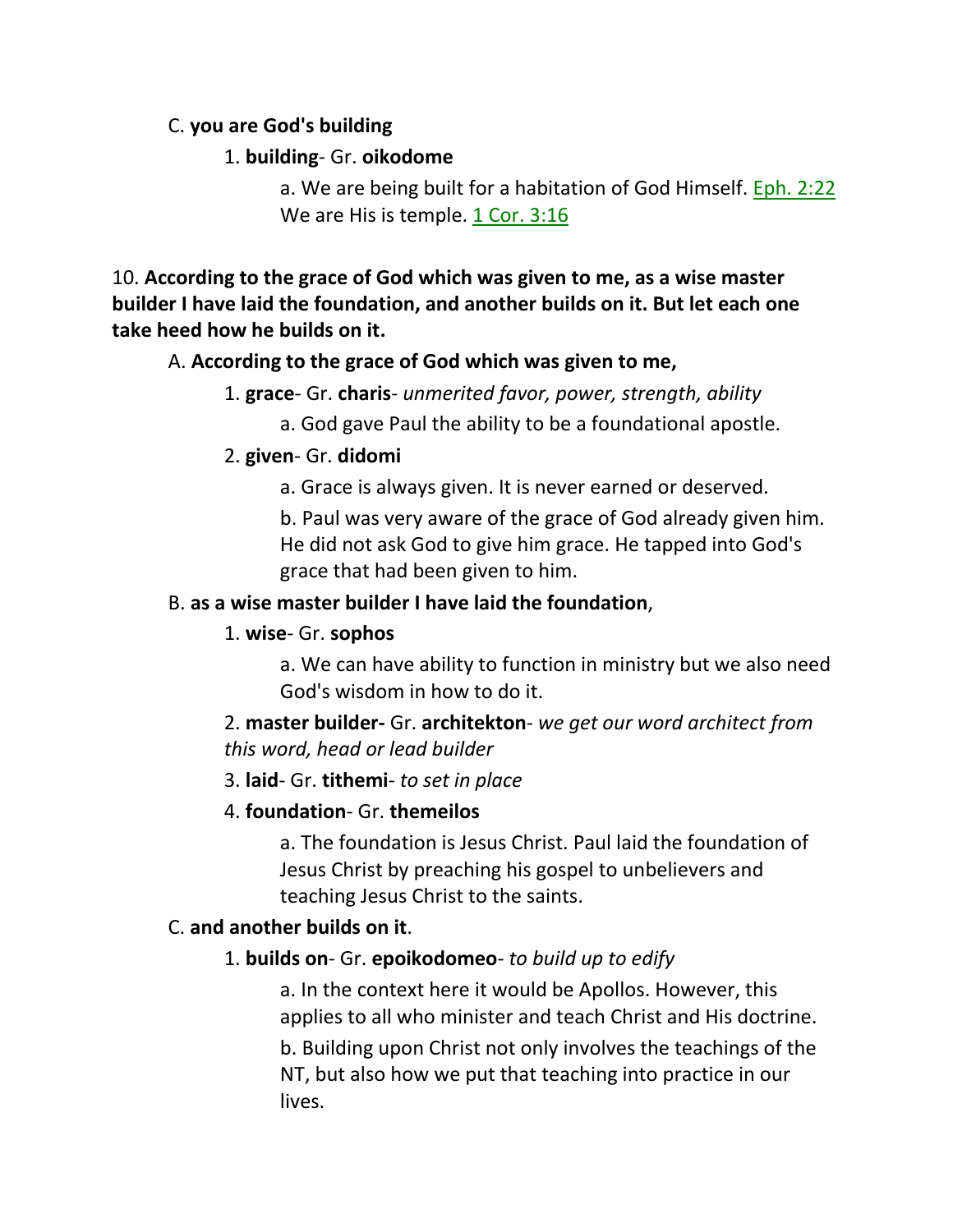C. **you are God's building**

1. **building**- Gr. **oikodome**

a. We are being built for a habitation of God Himself. Eph. 2:22 We are His is temple. 1 Cor. 3:16

10. **According to the grace of God which was given to me, as a wise master builder I have laid the foundation, and another builds on it. But let each one take heed how he builds on it.**

A. **According to the grace of God which was given to me,**

1. **grace**- Gr. **charis**- *unmerited favor, power, strength, ability*

a. God gave Paul the ability to be a foundational apostle.

2. **given**- Gr. **didomi**

a. Grace is always given. It is never earned or deserved.

b. Paul was very aware of the grace of God already given him. He did not ask God to give him grace. He tapped into God's grace that had been given to him.

B. **as a wise master builder I have laid the foundation**,

1. **wise**- Gr. **sophos**

a. We can have ability to function in ministry but we also need God's wisdom in how to do it.

2. **master builder-** Gr. **architekton**- *we get our word architect from this word, head or lead builder*

3. **laid**- Gr. **tithemi**- *to set in place*

4. **foundation**- Gr. **themeilos**

a. The foundation is Jesus Christ. Paul laid the foundation of Jesus Christ by preaching his gospel to unbelievers and teaching Jesus Christ to the saints.

C. **and another builds on it**.

1. **builds on**- Gr. **epoikodomeo**- *to build up to edify*

a. In the context here it would be Apollos. However, this applies to all who minister and teach Christ and His doctrine.

b. Building upon Christ not only involves the teachings of the NT, but also how we put that teaching into practice in our lives.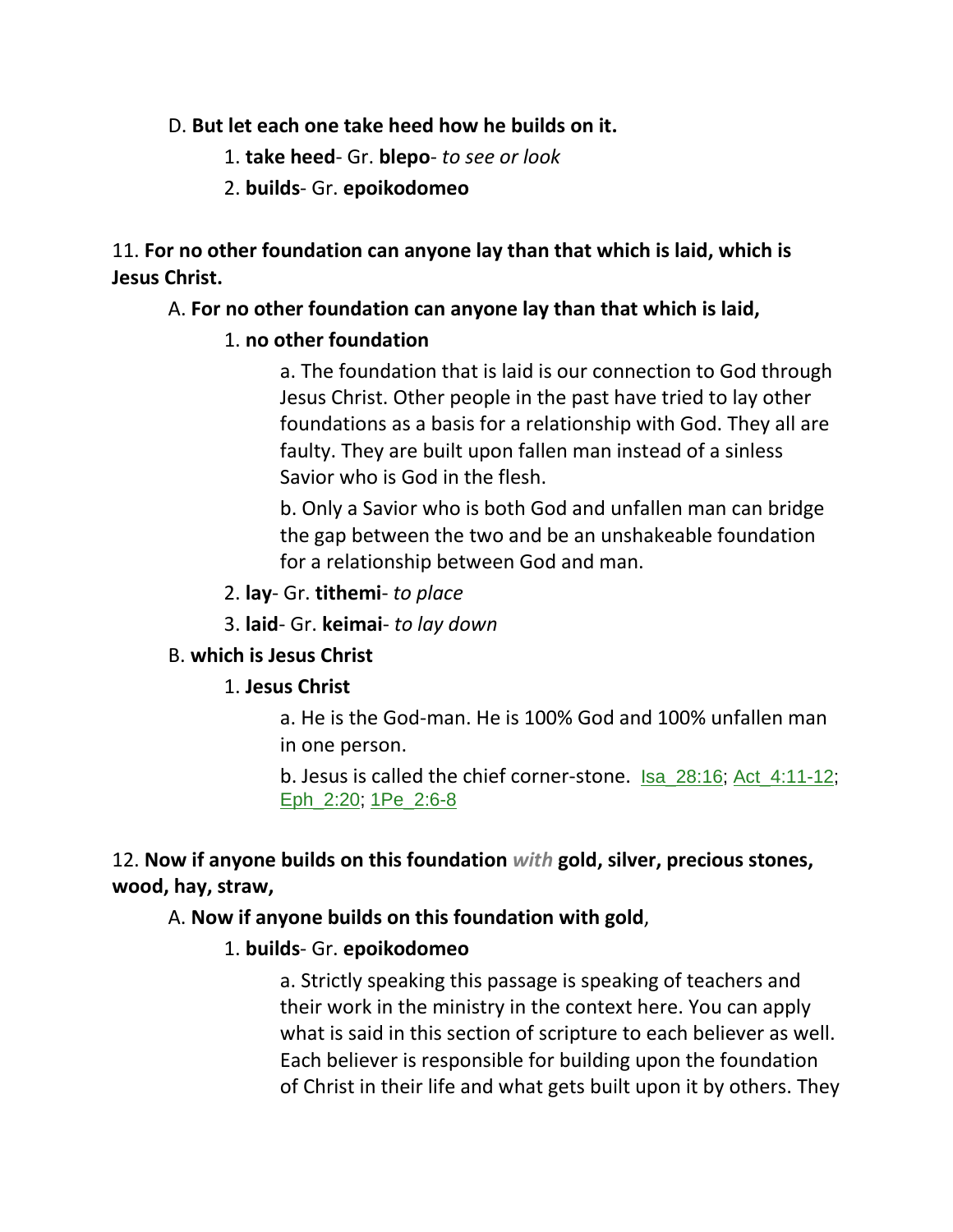D. **But let each one take heed how he builds on it.**

1. **take heed**- Gr. **blepo**- *to see or look*
2. **builds**- Gr. **epoikodomeo**

11. **For no other foundation can anyone lay than that which is laid, which is Jesus Christ.**

A. **For no other foundation can anyone lay than that which is laid,**

1. **no other foundation**

   a. The foundation that is laid is our connection to God through Jesus Christ. Other people in the past have tried to lay other foundations as a basis for a relationship with God. They all are faulty. They are built upon fallen man instead of a sinless Savior who is God in the flesh.

   b. Only a Savior who is both God and unfallen man can bridge the gap between the two and be an unshakeable foundation for a relationship between God and man.

2. **lay**- Gr. **tithemi**- *to place*
3. **laid**- Gr. **keimai**- *to lay down*

B. **which is Jesus Christ**

1. **Jesus Christ**

   a. He is the God-man. He is 100% God and 100% unfallen man in one person.

   b. Jesus is called the chief corner-stone. Isa_28:16; Act_4:11-12; Eph_2:20; 1Pe_2:6-8

12. **Now if anyone builds on this foundation** ***with*** **gold, silver, precious stones, wood, hay, straw,**

A. **Now if anyone builds on this foundation with gold**,

1. **builds**- Gr. **epoikodomeo**

   a. Strictly speaking this passage is speaking of teachers and their work in the ministry in the context here. You can apply what is said in this section of scripture to each believer as well. Each believer is responsible for building upon the foundation of Christ in their life and what gets built upon it by others. They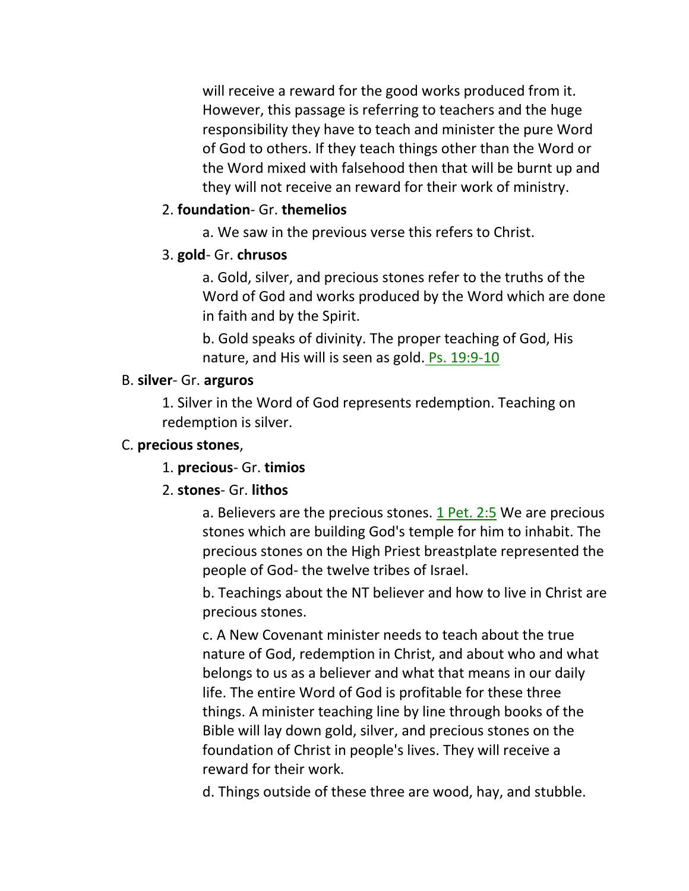will receive a reward for the good works produced from it. However, this passage is referring to teachers and the huge responsibility they have to teach and minister the pure Word of God to others. If they teach things other than the Word or the Word mixed with falsehood then that will be burnt up and they will not receive an reward for their work of ministry.

2. **foundation**- Gr. **themelios**

    a. We saw in the previous verse this refers to Christ.

3. **gold**- Gr. **chrusos**

    a. Gold, silver, and precious stones refer to the truths of the Word of God and works produced by the Word which are done in faith and by the Spirit.

    b. Gold speaks of divinity. The proper teaching of God, His nature, and His will is seen as gold. Ps. 19:9-10

B. **silver**- Gr. **arguros**

1. Silver in the Word of God represents redemption. Teaching on redemption is silver.

C. **precious stones**,

1. **precious**- Gr. **timios**

2. **stones**- Gr. **lithos**

    a. Believers are the precious stones. 1 Pet. 2:5 We are precious stones which are building God's temple for him to inhabit. The precious stones on the High Priest breastplate represented the people of God- the twelve tribes of Israel.

    b. Teachings about the NT believer and how to live in Christ are precious stones.

    c. A New Covenant minister needs to teach about the true nature of God, redemption in Christ, and about who and what belongs to us as a believer and what that means in our daily life. The entire Word of God is profitable for these three things. A minister teaching line by line through books of the Bible will lay down gold, silver, and precious stones on the foundation of Christ in people's lives. They will receive a reward for their work.

    d. Things outside of these three are wood, hay, and stubble.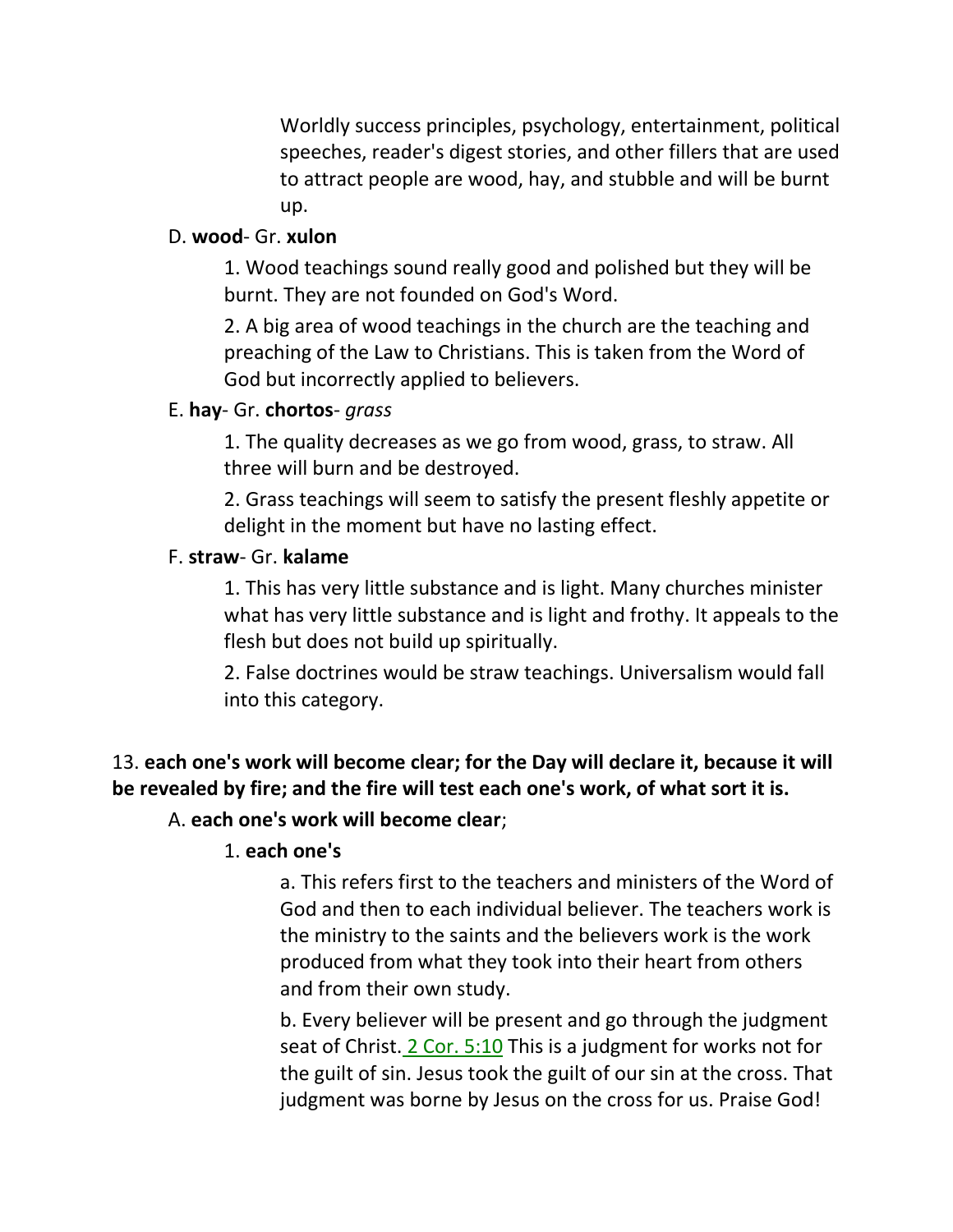Worldly success principles, psychology, entertainment, political speeches, reader's digest stories, and other fillers that are used to attract people are wood, hay, and stubble and will be burnt up.

D. **wood**- Gr. **xulon**

1. Wood teachings sound really good and polished but they will be burnt. They are not founded on God's Word.

2. A big area of wood teachings in the church are the teaching and preaching of the Law to Christians. This is taken from the Word of God but incorrectly applied to believers.

E. **hay**- Gr. **chortos**- *grass*

1. The quality decreases as we go from wood, grass, to straw. All three will burn and be destroyed.

2. Grass teachings will seem to satisfy the present fleshly appetite or delight in the moment but have no lasting effect.

F. **straw**- Gr. **kalame**

1. This has very little substance and is light. Many churches minister what has very little substance and is light and frothy. It appeals to the flesh but does not build up spiritually.

2. False doctrines would be straw teachings. Universalism would fall into this category.

13. **each one's work will become clear; for the Day will declare it, because it will be revealed by fire; and the fire will test each one's work, of what sort it is.**

A. **each one's work will become clear**;

1. **each one's**

a. This refers first to the teachers and ministers of the Word of God and then to each individual believer. The teachers work is the ministry to the saints and the believers work is the work produced from what they took into their heart from others and from their own study.

b. Every believer will be present and go through the judgment seat of Christ. 2 Cor. 5:10 This is a judgment for works not for the guilt of sin. Jesus took the guilt of our sin at the cross. That judgment was borne by Jesus on the cross for us. Praise God!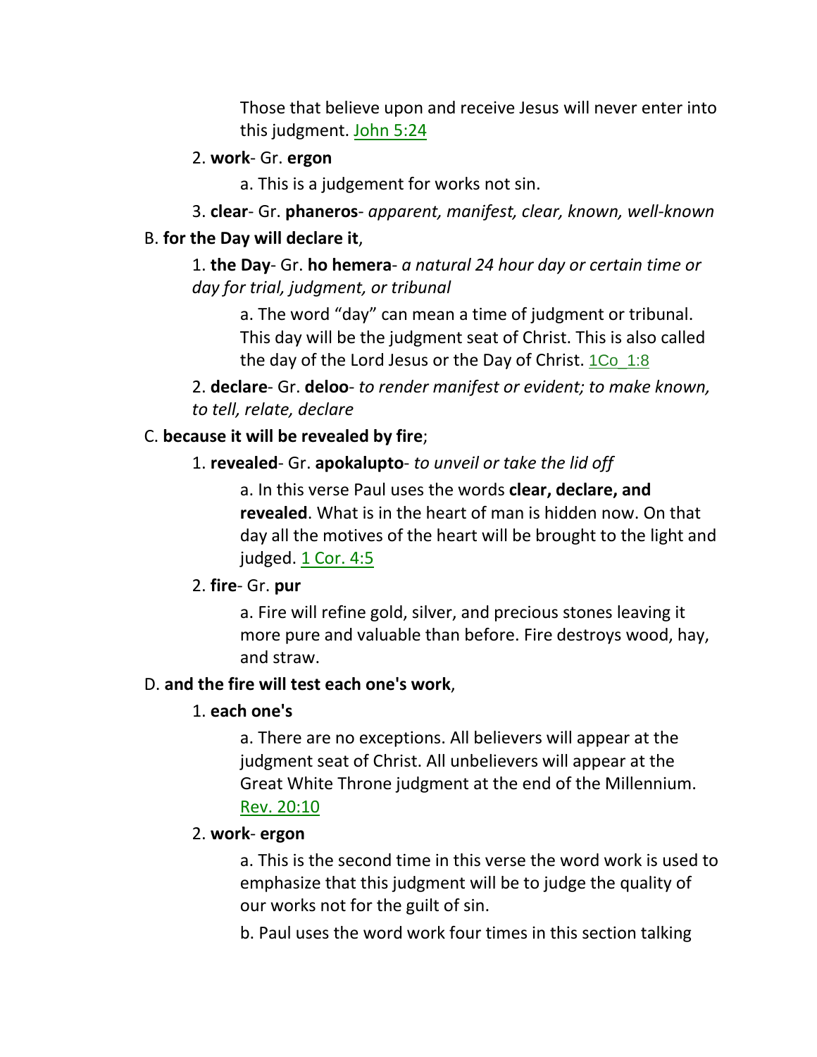Those that believe upon and receive Jesus will never enter into this judgment. John 5:24

2. **work**- Gr. **ergon**

a. This is a judgement for works not sin.

3. **clear**- Gr. **phaneros**- *apparent, manifest, clear, known, well-known*

B. **for the Day will declare it**,

1. **the Day**- Gr. **ho hemera**- *a natural 24 hour day or certain time or day for trial, judgment, or tribunal*

a. The word "day" can mean a time of judgment or tribunal. This day will be the judgment seat of Christ. This is also called the day of the Lord Jesus or the Day of Christ. 1Co_1:8

2. **declare**- Gr. **deloo**- *to render manifest or evident; to make known, to tell, relate, declare*

C. **because it will be revealed by fire**;

1. **revealed**- Gr. **apokalupto**- *to unveil or take the lid off*

a. In this verse Paul uses the words **clear, declare, and revealed**. What is in the heart of man is hidden now. On that day all the motives of the heart will be brought to the light and judged. 1 Cor. 4:5

2. **fire**- Gr. **pur**

a. Fire will refine gold, silver, and precious stones leaving it more pure and valuable than before. Fire destroys wood, hay, and straw.

D. **and the fire will test each one's work**,

1. **each one's**

a. There are no exceptions. All believers will appear at the judgment seat of Christ. All unbelievers will appear at the Great White Throne judgment at the end of the Millennium. Rev. 20:10

2. **work**- **ergon**

a. This is the second time in this verse the word work is used to emphasize that this judgment will be to judge the quality of our works not for the guilt of sin.

b. Paul uses the word work four times in this section talking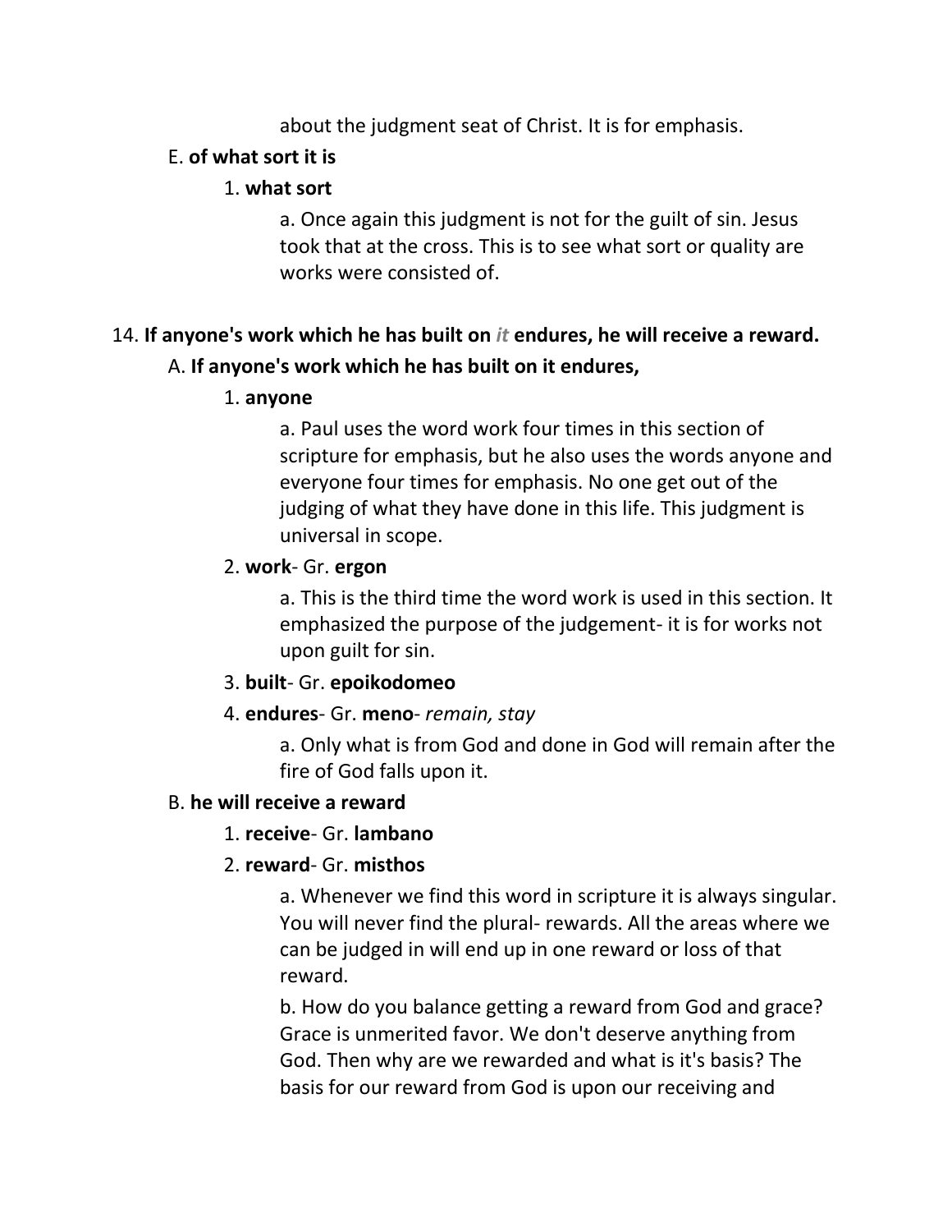about the judgment seat of Christ. It is for emphasis.

E. **of what sort it is**

1. **what sort**

a. Once again this judgment is not for the guilt of sin. Jesus took that at the cross. This is to see what sort or quality are works were consisted of.

14. **If anyone's work which he has built on *it* endures, he will receive a reward.**

A. **If anyone's work which he has built on it endures,**

1. **anyone**

a. Paul uses the word work four times in this section of scripture for emphasis, but he also uses the words anyone and everyone four times for emphasis. No one get out of the judging of what they have done in this life. This judgment is universal in scope.

2. **work**- Gr. **ergon**

a. This is the third time the word work is used in this section. It emphasized the purpose of the judgement- it is for works not upon guilt for sin.

3. **built**- Gr. **epoikodomeo**

4. **endures**- Gr. **meno**- *remain, stay*

a. Only what is from God and done in God will remain after the fire of God falls upon it.

B. **he will receive a reward**

1. **receive**- Gr. **lambano**

2. **reward**- Gr. **misthos**

a. Whenever we find this word in scripture it is always singular. You will never find the plural- rewards. All the areas where we can be judged in will end up in one reward or loss of that reward.

b. How do you balance getting a reward from God and grace? Grace is unmerited favor. We don't deserve anything from God. Then why are we rewarded and what is it's basis? The basis for our reward from God is upon our receiving and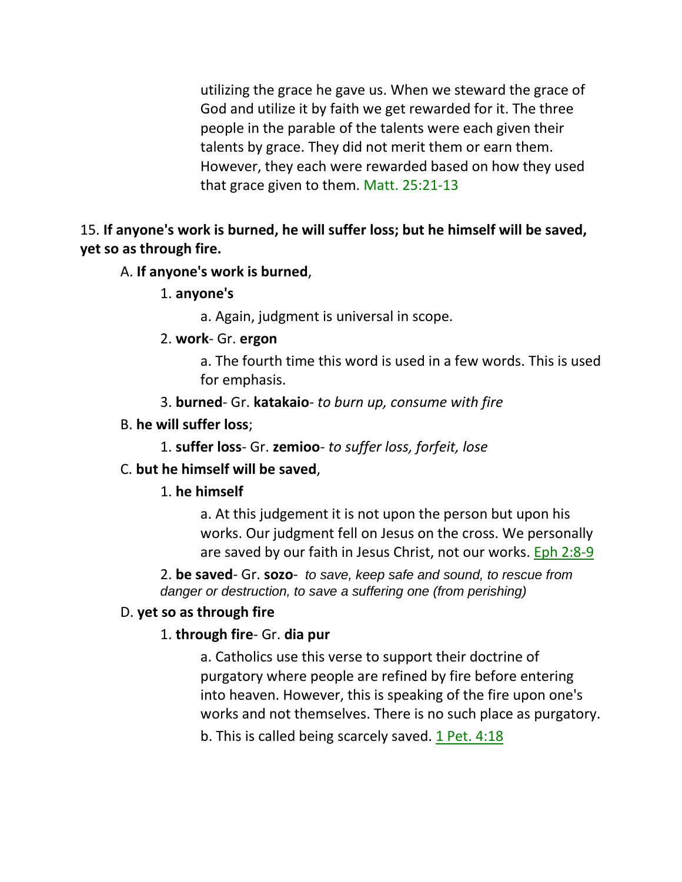utilizing the grace he gave us. When we steward the grace of God and utilize it by faith we get rewarded for it. The three people in the parable of the talents were each given their talents by grace. They did not merit them or earn them. However, they each were rewarded based on how they used that grace given to them. Matt. 25:21-13

15. **If anyone's work is burned, he will suffer loss; but he himself will be saved, yet so as through fire.**

A. **If anyone's work is burned**,

1. **anyone's**

a. Again, judgment is universal in scope.

2. **work**- Gr. **ergon**

a. The fourth time this word is used in a few words. This is used for emphasis.

3. **burned**- Gr. **katakaio**- *to burn up, consume with fire*

B. **he will suffer loss**;

1. **suffer loss**- Gr. **zemioo**- *to suffer loss, forfeit, lose*

C. **but he himself will be saved**,

1. **he himself**

a. At this judgement it is not upon the person but upon his works. Our judgment fell on Jesus on the cross. We personally are saved by our faith in Jesus Christ, not our works. Eph 2:8-9

2. **be saved**- Gr. **sozo**- *to save, keep safe and sound, to rescue from danger or destruction, to save a suffering one (from perishing)*

D. **yet so as through fire**

1. **through fire**- Gr. **dia pur**

a. Catholics use this verse to support their doctrine of purgatory where people are refined by fire before entering into heaven. However, this is speaking of the fire upon one's works and not themselves. There is no such place as purgatory.

b. This is called being scarcely saved. 1 Pet. 4:18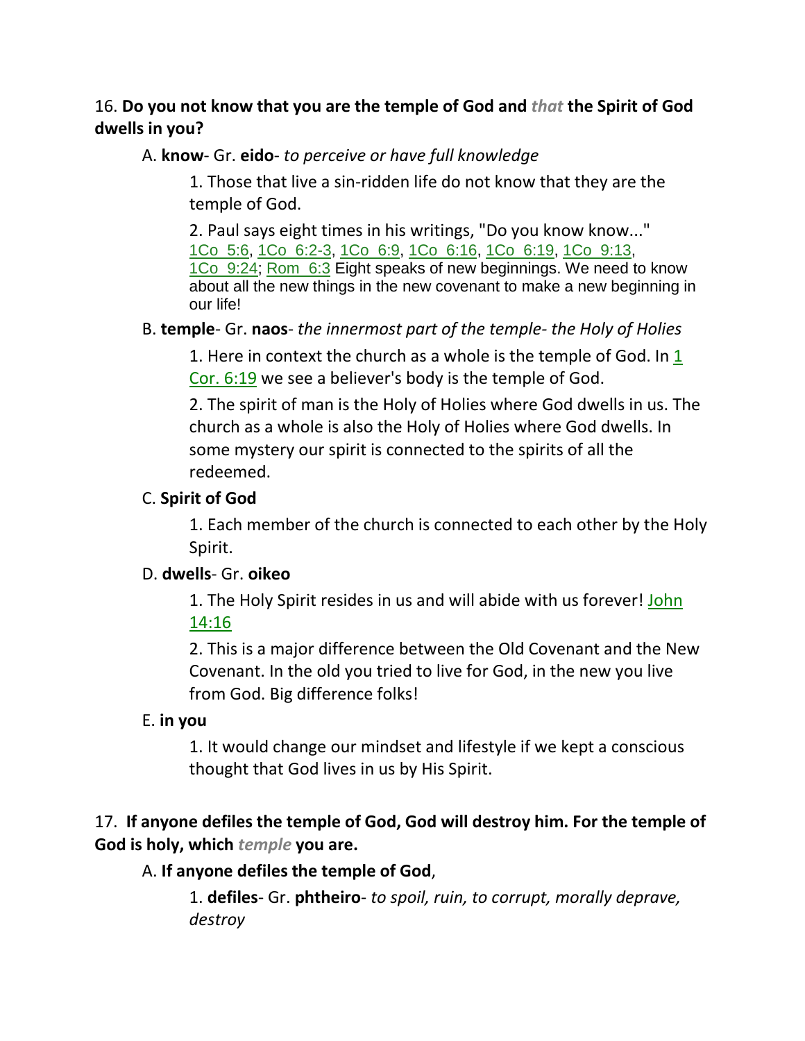16. **Do you not know that you are the temple of God and *that* the Spirit of God dwells in you?**

A. **know**- Gr. **eido**- *to perceive or have full knowledge*

1. Those that live a sin-ridden life do not know that they are the temple of God.

2. Paul says eight times in his writings, "Do you know know..." 1Co 5:6, 1Co 6:2-3, 1Co 6:9, 1Co 6:16, 1Co 6:19, 1Co 9:13, 1Co 9:24; Rom 6:3 Eight speaks of new beginnings. We need to know about all the new things in the new covenant to make a new beginning in our life!

B. **temple**- Gr. **naos**- *the innermost part of the temple- the Holy of Holies*

1. Here in context the church as a whole is the temple of God. In 1 Cor. 6:19 we see a believer's body is the temple of God.

2. The spirit of man is the Holy of Holies where God dwells in us. The church as a whole is also the Holy of Holies where God dwells. In some mystery our spirit is connected to the spirits of all the redeemed.

C. **Spirit of God**

1. Each member of the church is connected to each other by the Holy Spirit.

D. **dwells**- Gr. **oikeo**

1. The Holy Spirit resides in us and will abide with us forever! John 14:16

2. This is a major difference between the Old Covenant and the New Covenant. In the old you tried to live for God, in the new you live from God. Big difference folks!

E. **in you**

1. It would change our mindset and lifestyle if we kept a conscious thought that God lives in us by His Spirit.

17. **If anyone defiles the temple of God, God will destroy him. For the temple of God is holy, which *temple* you are.**

A. **If anyone defiles the temple of God**,

1. **defiles**- Gr. **phtheiro**- *to spoil, ruin, to corrupt, morally deprave, destroy*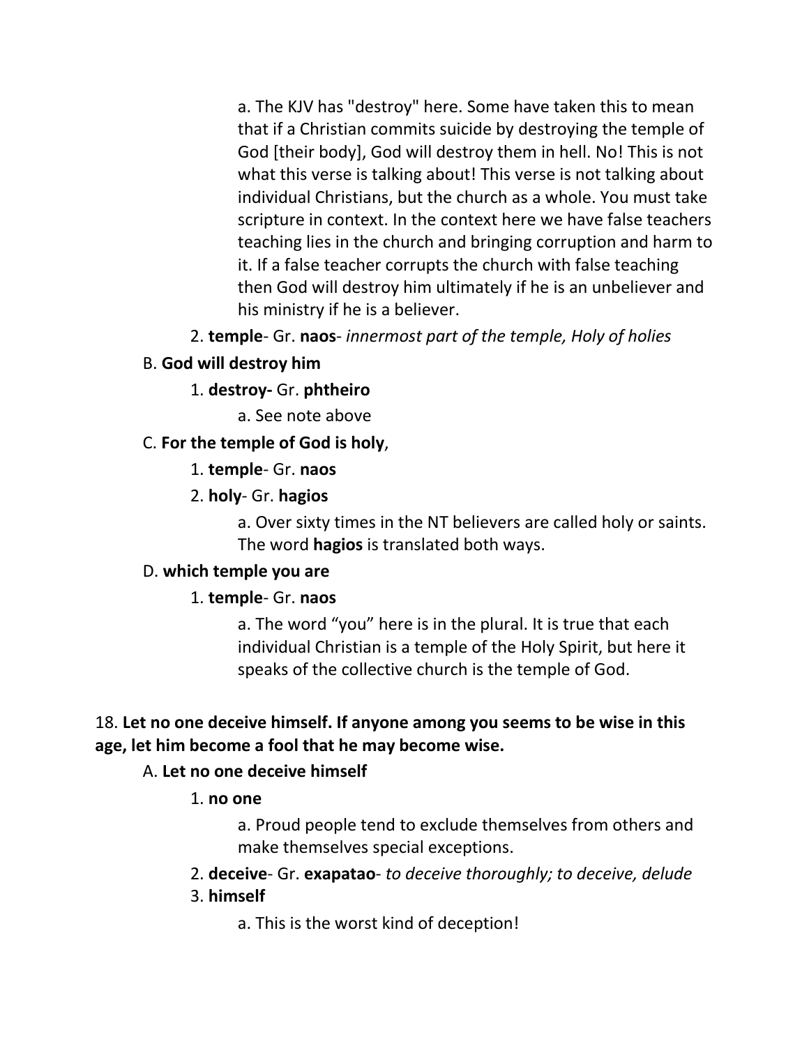a. The KJV has "destroy" here. Some have taken this to mean that if a Christian commits suicide by destroying the temple of God [their body], God will destroy them in hell. No! This is not what this verse is talking about! This verse is not talking about individual Christians, but the church as a whole. You must take scripture in context. In the context here we have false teachers teaching lies in the church and bringing corruption and harm to it. If a false teacher corrupts the church with false teaching then God will destroy him ultimately if he is an unbeliever and his ministry if he is a believer.

2. **temple**- Gr. **naos**- *innermost part of the temple, Holy of holies*

B. **God will destroy him**

1. **destroy-** Gr. **phtheiro**

a. See note above

C. **For the temple of God is holy**,

1. **temple**- Gr. **naos**

2. **holy**- Gr. **hagios**

a. Over sixty times in the NT believers are called holy or saints. The word **hagios** is translated both ways.

D. **which temple you are**

1. **temple**- Gr. **naos**

a. The word “you” here is in the plural. It is true that each individual Christian is a temple of the Holy Spirit, but here it speaks of the collective church is the temple of God.

18. **Let no one deceive himself. If anyone among you seems to be wise in this age, let him become a fool that he may become wise.**

A. **Let no one deceive himself**

1. **no one**

a. Proud people tend to exclude themselves from others and make themselves special exceptions.

2. **deceive**- Gr. **exapatao**- *to deceive thoroughly; to deceive, delude*

3. **himself**

a. This is the worst kind of deception!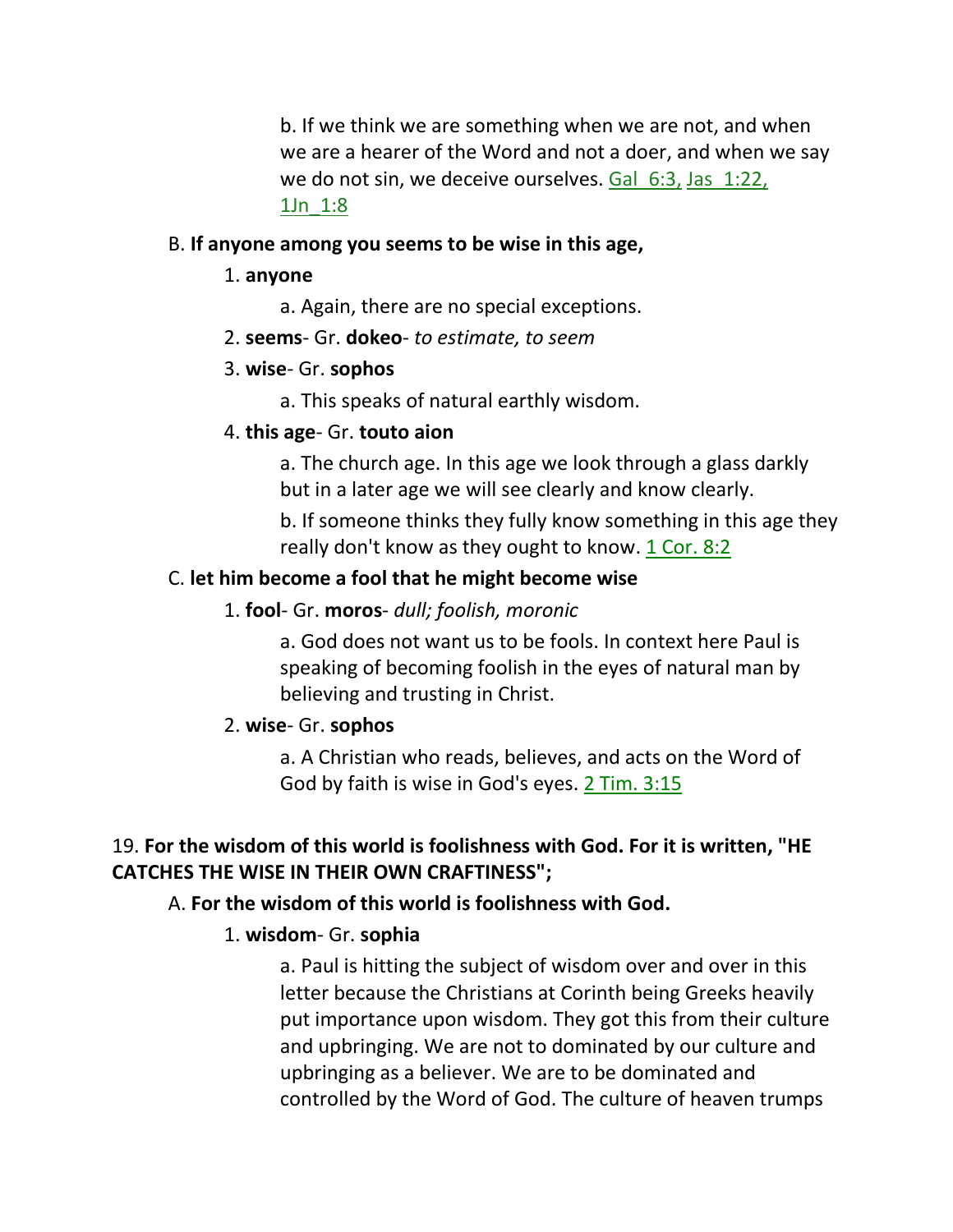b. If we think we are something when we are not, and when we are a hearer of the Word and not a doer, and when we say we do not sin, we deceive ourselves. Gal_6:3, Jas_1:22, 1Jn_1:8

B. **If anyone among you seems to be wise in this age,**

1. **anyone**

a. Again, there are no special exceptions.

2. **seems**- Gr. **dokeo**- *to estimate, to seem*

3. **wise**- Gr. **sophos**

a. This speaks of natural earthly wisdom.

4. **this age**- Gr. **touto aion**

a. The church age. In this age we look through a glass darkly but in a later age we will see clearly and know clearly.

b. If someone thinks they fully know something in this age they really don't know as they ought to know. 1 Cor. 8:2

C. **let him become a fool that he might become wise**

1. **fool**- Gr. **moros**- *dull; foolish, moronic*

a. God does not want us to be fools. In context here Paul is speaking of becoming foolish in the eyes of natural man by believing and trusting in Christ.

2. **wise**- Gr. **sophos**

a. A Christian who reads, believes, and acts on the Word of God by faith is wise in God's eyes. 2 Tim. 3:15

19. **For the wisdom of this world is foolishness with God. For it is written, "HE CATCHES THE WISE IN THEIR OWN CRAFTINESS";**

A. **For the wisdom of this world is foolishness with God.**

1. **wisdom**- Gr. **sophia**

a. Paul is hitting the subject of wisdom over and over in this letter because the Christians at Corinth being Greeks heavily put importance upon wisdom. They got this from their culture and upbringing. We are not to dominated by our culture and upbringing as a believer. We are to be dominated and controlled by the Word of God. The culture of heaven trumps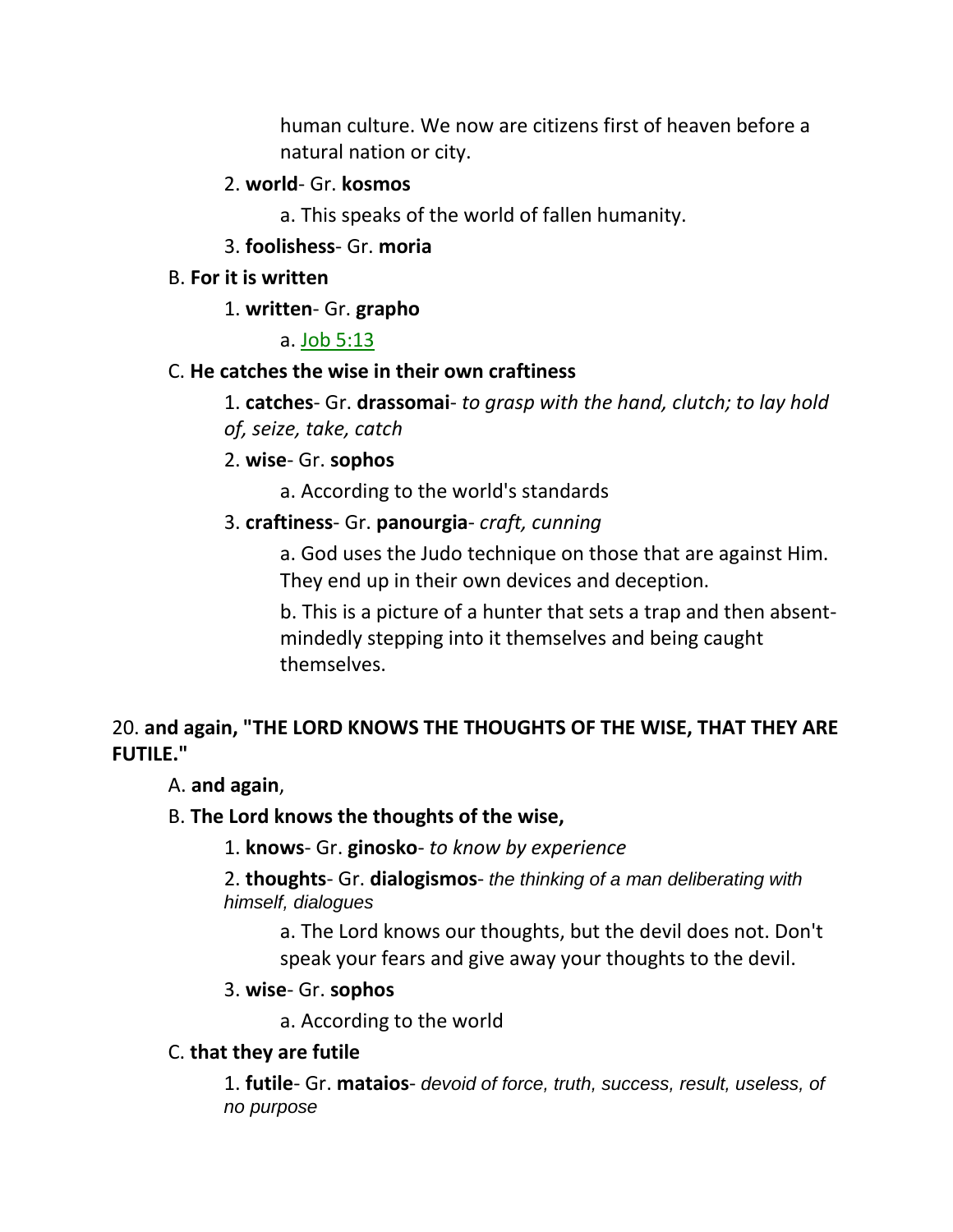human culture. We now are citizens first of heaven before a natural nation or city.

2. **world**- Gr. **kosmos**

   a. This speaks of the world of fallen humanity.

3. **foolishess**- Gr. **moria**

B. **For it is written**

1. **written**- Gr. **grapho**

   a. Job 5:13

C. **He catches the wise in their own craftiness**

1. **catches**- Gr. **drassomai**- *to grasp with the hand, clutch; to lay hold of, seize, take, catch*

2. **wise**- Gr. **sophos**

   a. According to the world's standards

3. **craftiness**- Gr. **panourgia**- *craft, cunning*

   a. God uses the Judo technique on those that are against Him. They end up in their own devices and deception.

   b. This is a picture of a hunter that sets a trap and then absent-mindedly stepping into it themselves and being caught themselves.

20. **and again, "THE LORD KNOWS THE THOUGHTS OF THE WISE, THAT THEY ARE FUTILE."**

A. **and again**,

B. **The Lord knows the thoughts of the wise,**

1. **knows**- Gr. **ginosko**- *to know by experience*

2. **thoughts**- Gr. **dialogismos**- *the thinking of a man deliberating with himself, dialogues*

   a. The Lord knows our thoughts, but the devil does not. Don't speak your fears and give away your thoughts to the devil.

3. **wise**- Gr. **sophos**

   a. According to the world

C. **that they are futile**

1. **futile**- Gr. **mataios**- *devoid of force, truth, success, result, useless, of no purpose*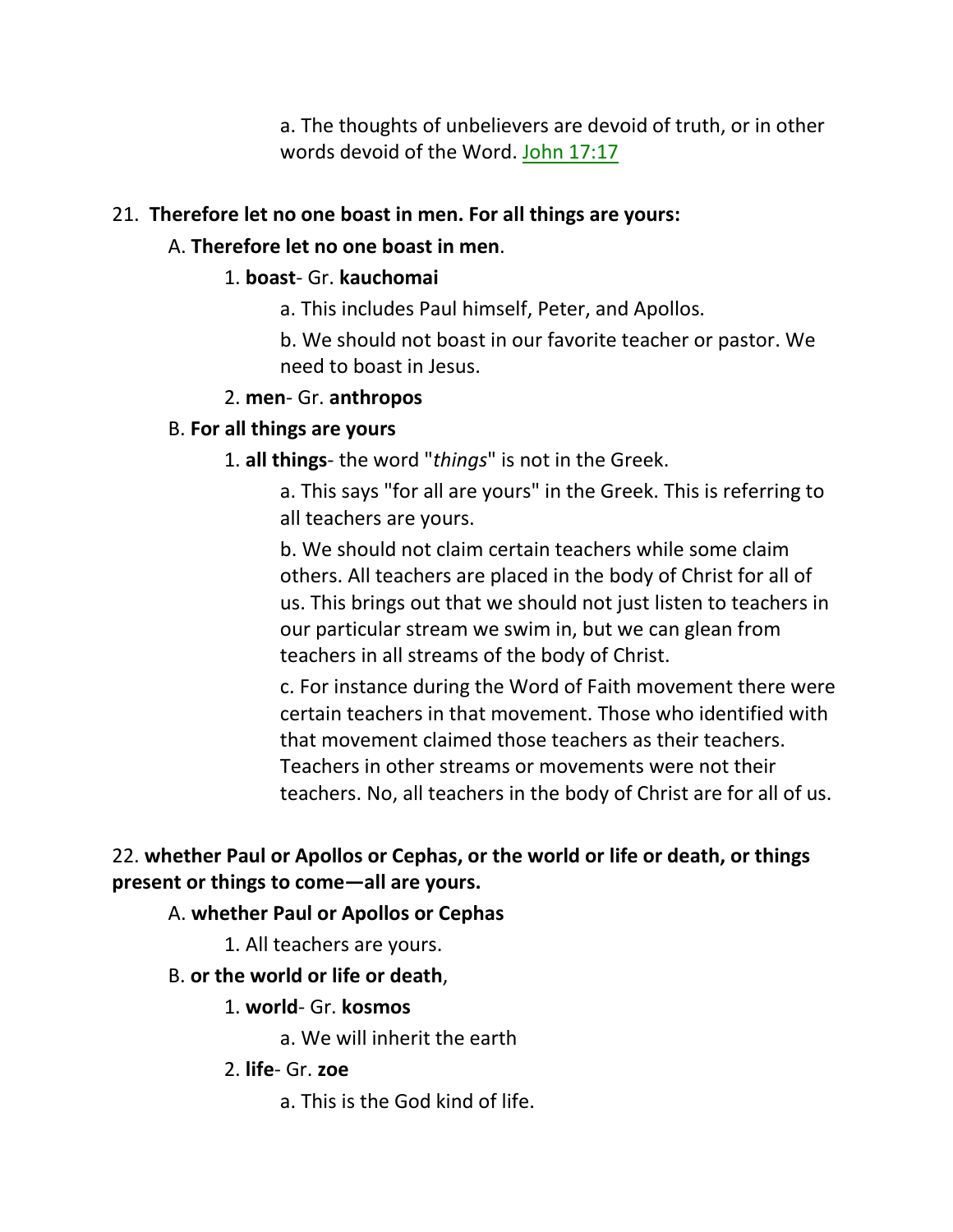a. The thoughts of unbelievers are devoid of truth, or in other words devoid of the Word. John 17:17

21. **Therefore let no one boast in men. For all things are yours:**

A. **Therefore let no one boast in men**.

1. **boast**- Gr. **kauchomai**

a. This includes Paul himself, Peter, and Apollos.

b. We should not boast in our favorite teacher or pastor. We need to boast in Jesus.

2. **men**- Gr. **anthropos**

B. **For all things are yours**

1. **all things**- the word "*things*" is not in the Greek.

a. This says "for all are yours" in the Greek. This is referring to all teachers are yours.

b. We should not claim certain teachers while some claim others. All teachers are placed in the body of Christ for all of us. This brings out that we should not just listen to teachers in our particular stream we swim in, but we can glean from teachers in all streams of the body of Christ.

c. For instance during the Word of Faith movement there were certain teachers in that movement. Those who identified with that movement claimed those teachers as their teachers. Teachers in other streams or movements were not their teachers. No, all teachers in the body of Christ are for all of us.

22. **whether Paul or Apollos or Cephas, or the world or life or death, or things present or things to come—all are yours.**

A. **whether Paul or Apollos or Cephas**

1. All teachers are yours.

B. **or the world or life or death**,

1. **world**- Gr. **kosmos**

a. We will inherit the earth

2. **life**- Gr. **zoe**

a. This is the God kind of life.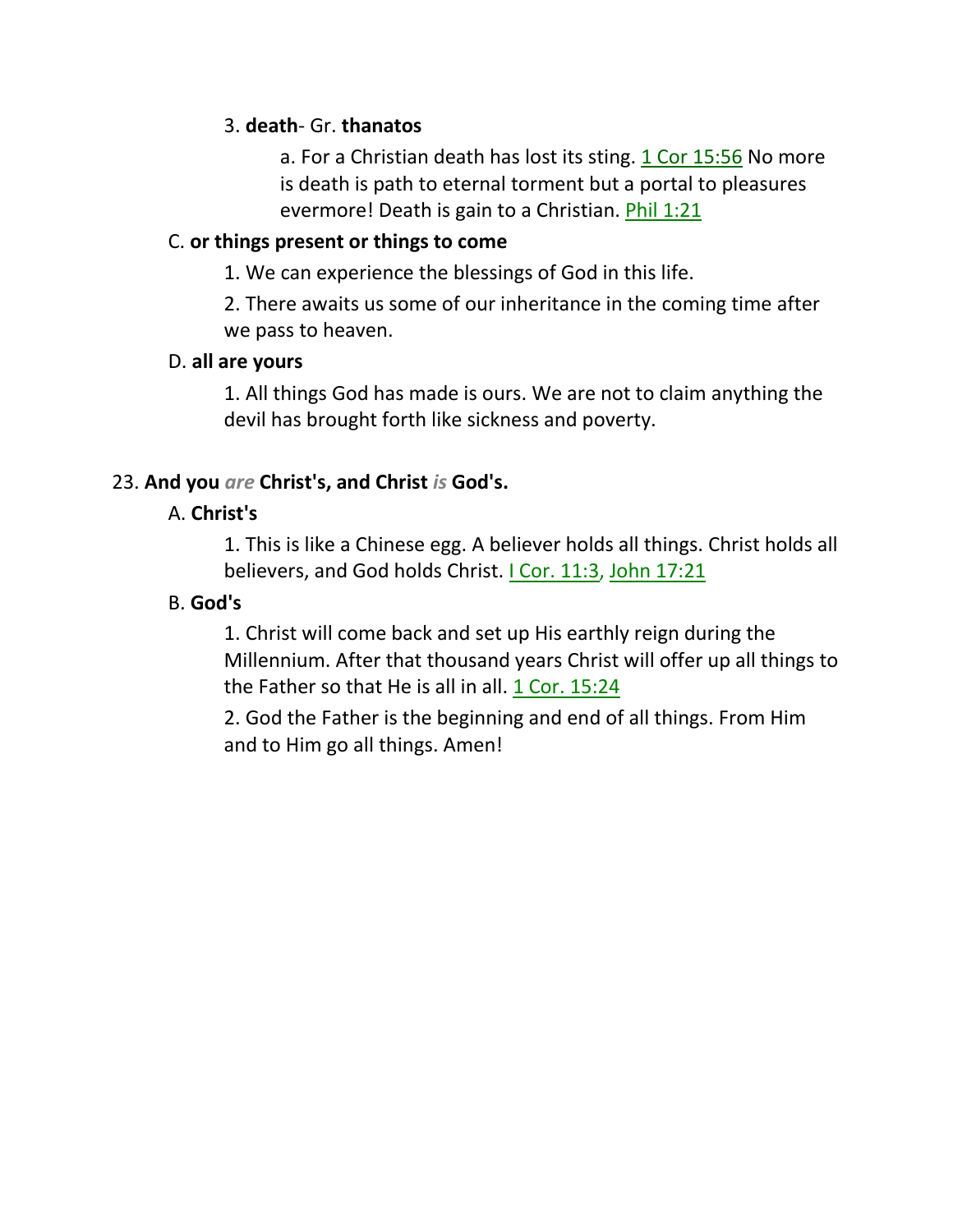3. **death**- Gr. **thanatos**

a. For a Christian death has lost its sting. 1 Cor 15:56 No more is death is path to eternal torment but a portal to pleasures evermore! Death is gain to a Christian. Phil 1:21

C. **or things present or things to come**

1. We can experience the blessings of God in this life.

2. There awaits us some of our inheritance in the coming time after we pass to heaven.

D. **all are yours**

1. All things God has made is ours. We are not to claim anything the devil has brought forth like sickness and poverty.

23. **And you *are* Christ's, and Christ *is* God's.**

A. **Christ's**

1. This is like a Chinese egg. A believer holds all things. Christ holds all believers, and God holds Christ. I Cor. 11:3, John 17:21

B. **God's**

1. Christ will come back and set up His earthly reign during the Millennium. After that thousand years Christ will offer up all things to the Father so that He is all in all. 1 Cor. 15:24

2. God the Father is the beginning and end of all things. From Him and to Him go all things. Amen!